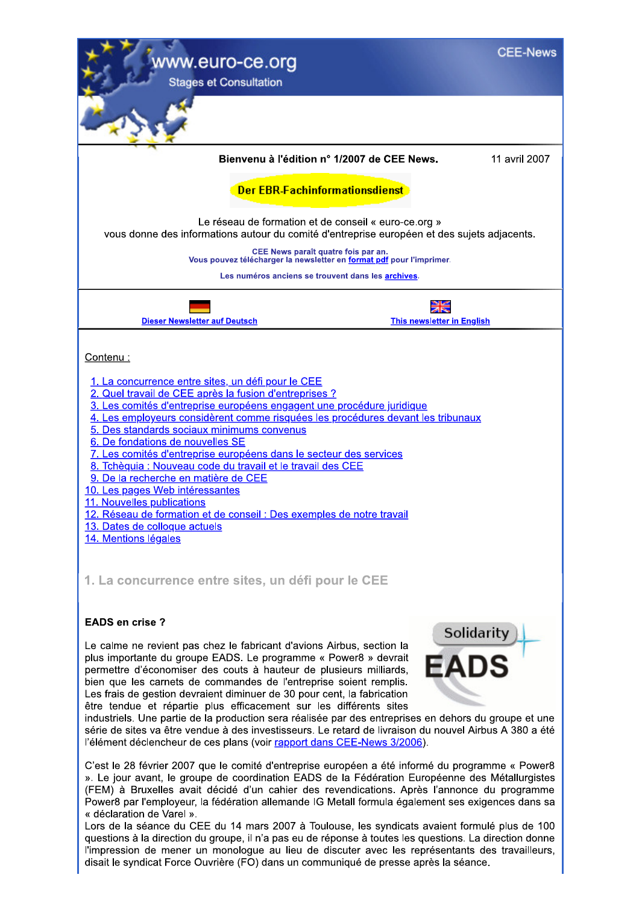www.euro-ce.org

Stages et Consultation

CEE-News

**Bienvenu à l'édition n° 1/2007 de CEE News.** 11 avril 2007

**Der EBR-Fachinformationsdienst**

Le réseau de formation et de conseil « euro-ce.org »
vous donne des informations autour du comité d'entreprise européen et des sujets adjacents.

**CEE News paraît quatre fois par an.**
**Vous pouvez télécharger la newsletter en format pdf pour l'imprimer.**

**Les numéros anciens se trouvent dans les archives.**

**Dieser Newsletter auf Deutsch** | **This newsletter in English**

Contenu :

1. La concurrence entre sites, un défi pour le CEE
2. Quel travail de CEE après la fusion d'entreprises ?
3. Les comités d'entreprise européens engagent une procédure juridique
4. Les employeurs considèrent comme risquées les procédures devant les tribunaux
5. Des standards sociaux minimums convenus
6. De fondations de nouvelles SE
7. Les comités d'entreprise européens dans le secteur des services
8. Tchèquia : Nouveau code du travail et le travail des CEE
9. De la recherche en matière de CEE
10. Les pages Web intéressantes
11. Nouvelles publications
12. Réseau de formation et de conseil : Des exemples de notre travail
13. Dates de colloque actuels
14. Mentions légales

## 1. La concurrence entre sites, un défi pour le CEE

### EADS en crise ?

Le calme ne revient pas chez le fabricant d'avions Airbus, section la plus importante du groupe EADS. Le programme « Power8 » devrait permettre d'économiser des couts à hauteur de plusieurs milliards, bien que les carnets de commandes de l'entreprise soient remplis. Les frais de gestion devraient diminuer de 30 pour cent, la fabrication être tendue et répartie plus efficacement sur les différents sites industriels. Une partie de la production sera réalisée par des entreprises en dehors du groupe et une série de sites va être vendue à des investisseurs. Le retard de livraison du nouvel Airbus A 380 a été l'élément déclencheur de ces plans (voir rapport dans CEE-News 3/2006).

C'est le 28 février 2007 que le comité d'entreprise européen a été informé du programme « Power8 ». Le jour avant, le groupe de coordination EADS de la Fédération Européenne des Métallurgistes (FEM) à Bruxelles avait décidé d'un cahier des revendications. Après l'annonce du programme Power8 par l'employeur, la fédération allemande IG Metall formula également ses exigences dans sa « déclaration de Varel ».
Lors de la séance du CEE du 14 mars 2007 à Toulouse, les syndicats avaient formulé plus de 100 questions à la direction du groupe, il n'a pas eu de réponse à toutes les questions. La direction donne l'impression de mener un monologue au lieu de discuter avec les représentants des travailleurs, disait le syndicat Force Ouvrière (FO) dans un communiqué de presse après la séance.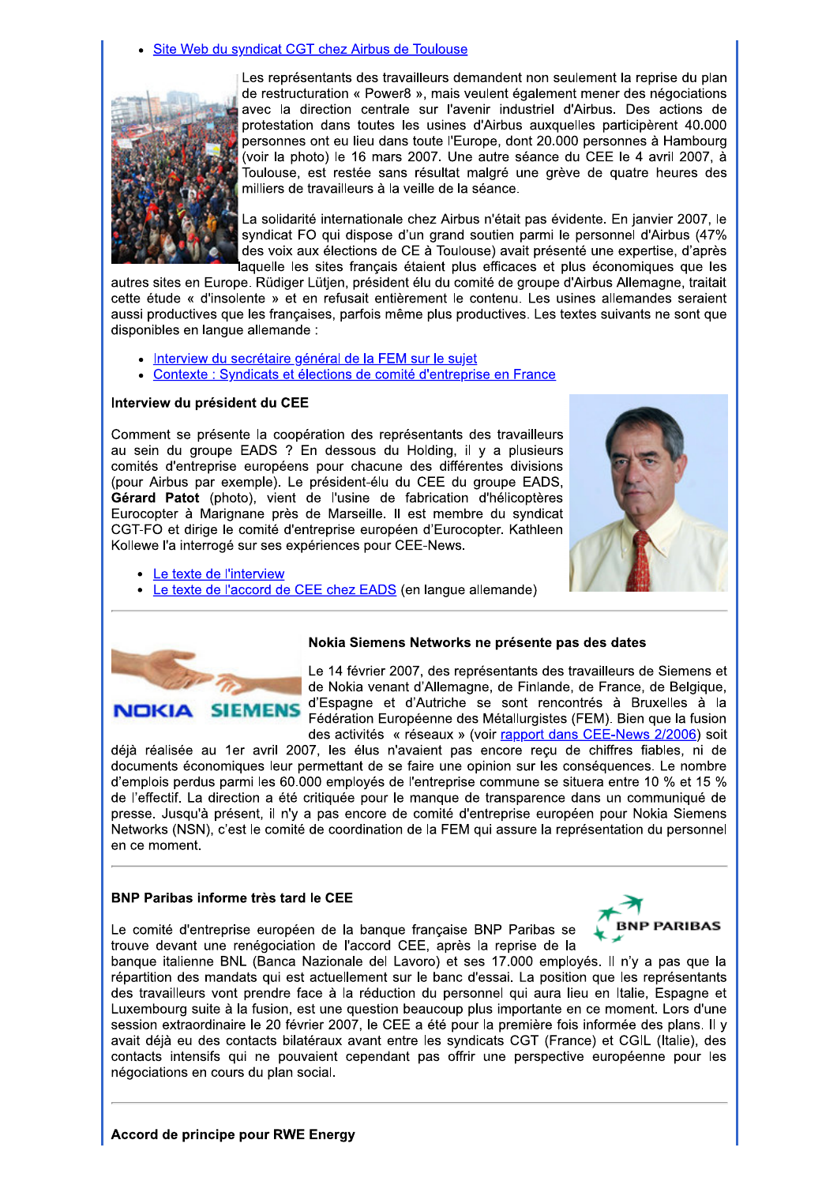- Site Web du syndicat CGT chez Airbus de Toulouse

Les représentants des travailleurs demandent non seulement la reprise du plan de restructuration « Power8 », mais veulent également mener des négociations avec la direction centrale sur l'avenir industriel d'Airbus. Des actions de protestation dans toutes les usines d'Airbus auxquelles participèrent 40.000 personnes ont eu lieu dans toute l'Europe, dont 20.000 personnes à Hambourg (voir la photo) le 16 mars 2007. Une autre séance du CEE le 4 avril 2007, à Toulouse, est restée sans résultat malgré une grève de quatre heures des milliers de travailleurs à la veille de la séance.

La solidarité internationale chez Airbus n'était pas évidente. En janvier 2007, le syndicat FO qui dispose d'un grand soutien parmi le personnel d'Airbus (47% des voix aux élections de CE à Toulouse) avait présenté une expertise, d'après laquelle les sites français étaient plus efficaces et plus économiques que les autres sites en Europe. Rüdiger Lütjen, président élu du comité de groupe d'Airbus Allemagne, traitait cette étude « d'insolente » et en refusait entièrement le contenu. Les usines allemandes seraient aussi productives que les françaises, parfois même plus productives. Les textes suivants ne sont que disponibles en langue allemande :

- Interview du secrétaire général de la FEM sur le sujet
- Contexte : Syndicats et élections de comité d'entreprise en France

### Interview du président du CEE

Comment se présente la coopération des représentants des travailleurs au sein du groupe EADS ? En dessous du Holding, il y a plusieurs comités d'entreprise européens pour chacune des différentes divisions (pour Airbus par exemple). Le président-élu du CEE du groupe EADS, **Gérard Patot** (photo), vient de l'usine de fabrication d'hélicoptères Eurocopter à Marignane près de Marseille. Il est membre du syndicat CGT-FO et dirige le comité d'entreprise européen d'Eurocopter. Kathleen Kollewe l'a interrogé sur ses expériences pour CEE-News.

- Le texte de l'interview
- Le texte de l'accord de CEE chez EADS (en langue allemande)

---

### Nokia Siemens Networks ne présente pas des dates

Le 14 février 2007, des représentants des travailleurs de Siemens et de Nokia venant d'Allemagne, de Finlande, de France, de Belgique, d'Espagne et d'Autriche se sont rencontrés à Bruxelles à la Fédération Européenne des Métallurgistes (FEM). Bien que la fusion des activités « réseaux » (voir rapport dans CEE-News 2/2006) soit déjà réalisée au 1er avril 2007, les élus n'avaient pas encore reçu de chiffres fiables, ni de documents économiques leur permettant de se faire une opinion sur les conséquences. Le nombre d'emplois perdus parmi les 60.000 employés de l'entreprise commune se situera entre 10 % et 15 % de l'effectif. La direction a été critiquée pour le manque de transparence dans un communiqué de presse. Jusqu'à présent, il n'y a pas encore de comité d'entreprise européen pour Nokia Siemens Networks (NSN), c'est le comité de coordination de la FEM qui assure la représentation du personnel en ce moment.

---

### BNP Paribas informe très tard le CEE

Le comité d'entreprise européen de la banque française BNP Paribas se trouve devant une renégociation de l'accord CEE, après la reprise de la banque italienne BNL (Banca Nazionale del Lavoro) et ses 17.000 employés. Il n'y a pas que la répartition des mandats qui est actuellement sur le banc d'essai. La position que les représentants des travailleurs vont prendre face à la réduction du personnel qui aura lieu en Italie, Espagne et Luxembourg suite à la fusion, est une question beaucoup plus importante en ce moment. Lors d'une session extraordinaire le 20 février 2007, le CEE a été pour la première fois informée des plans. Il y avait déjà eu des contacts bilatéraux avant entre les syndicats CGT (France) et CGIL (Italie), des contacts intensifs qui ne pouvaient cependant pas offrir une perspective européenne pour les négociations en cours du plan social.

---

### Accord de principe pour RWE Energy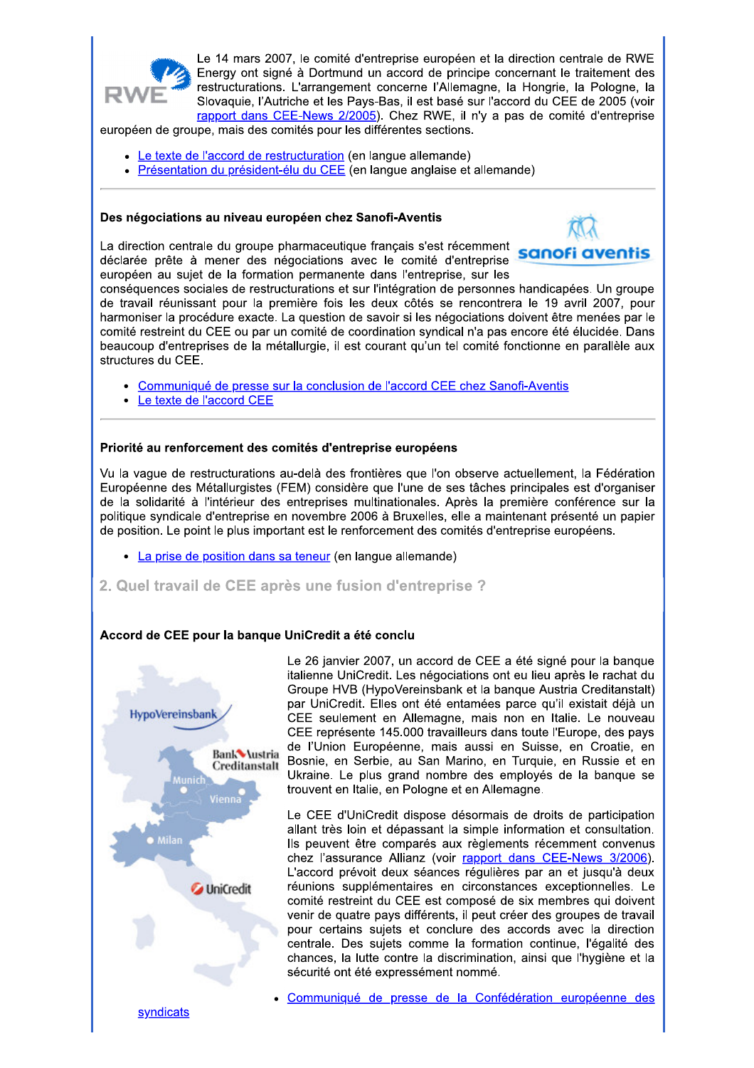Le 14 mars 2007, le comité d'entreprise européen et la direction centrale de RWE Energy ont signé à Dortmund un accord de principe concernant le traitement des restructurations. L'arrangement concerne l'Allemagne, la Hongrie, la Pologne, la Slovaquie, l'Autriche et les Pays-Bas, il est basé sur l'accord du CEE de 2005 (voir rapport dans CEE-News 2/2005). Chez RWE, il n'y a pas de comité d'entreprise européen de groupe, mais des comités pour les différentes sections.

- Le texte de l'accord de restructuration (en langue allemande)
- Présentation du président-élu du CEE (en langue anglaise et allemande)

---

**Des négociations au niveau européen chez Sanofi-Aventis**

La direction centrale du groupe pharmaceutique français s'est récemment déclarée prête à mener des négociations avec le comité d'entreprise européen au sujet de la formation permanente dans l'entreprise, sur les conséquences sociales de restructurations et sur l'intégration de personnes handicapées. Un groupe de travail réunissant pour la première fois les deux côtés se rencontrera le 19 avril 2007, pour harmoniser la procédure exacte. La question de savoir si les négociations doivent être menées par le comité restreint du CEE ou par un comité de coordination syndical n'a pas encore été élucidée. Dans beaucoup d'entreprises de la métallurgie, il est courant qu'un tel comité fonctionne en parallèle aux structures du CEE.

- Communiqué de presse sur la conclusion de l'accord CEE chez Sanofi-Aventis
- Le texte de l'accord CEE

---

**Priorité au renforcement des comités d'entreprise européens**

Vu la vague de restructurations au-delà des frontières que l'on observe actuellement, la Fédération Européenne des Métallurgistes (FEM) considère que l'une de ses tâches principales est d'organiser de la solidarité à l'intérieur des entreprises multinationales. Après la première conférence sur la politique syndicale d'entreprise en novembre 2006 à Bruxelles, elle a maintenant présenté un papier de position. Le point le plus important est le renforcement des comités d'entreprise européens.

- La prise de position dans sa teneur (en langue allemande)

## 2. Quel travail de CEE après une fusion d'entreprise ?

**Accord de CEE pour la banque UniCredit a été conclu**

Le 26 janvier 2007, un accord de CEE a été signé pour la banque italienne UniCredit. Les négociations ont eu lieu après le rachat du Groupe HVB (HypoVereinsbank et la banque Austria Creditanstalt) par UniCredit. Elles ont été entamées parce qu'il existait déjà un CEE seulement en Allemagne, mais non en Italie. Le nouveau CEE représente 145.000 travailleurs dans toute l'Europe, des pays de l'Union Européenne, mais aussi en Suisse, en Croatie, en Bosnie, en Serbie, au San Marino, en Turquie, en Russie et en Ukraine. Le plus grand nombre des employés de la banque se trouvent en Italie, en Pologne et en Allemagne.

Le CEE d'UniCredit dispose désormais de droits de participation allant très loin et dépassant la simple information et consultation. Ils peuvent être comparés aux règlements récemment convenus chez l'assurance Allianz (voir rapport dans CEE-News 3/2006). L'accord prévoit deux séances régulières par an et jusqu'à deux réunions supplémentaires en circonstances exceptionnelles. Le comité restreint du CEE est composé de six membres qui doivent venir de quatre pays différents, il peut créer des groupes de travail pour certains sujets et conclure des accords avec la direction centrale. Des sujets comme la formation continue, l'égalité des chances, la lutte contre la discrimination, ainsi que l'hygiène et la sécurité ont été expressément nommé.

- Communiqué de presse de la Confédération européenne des syndicats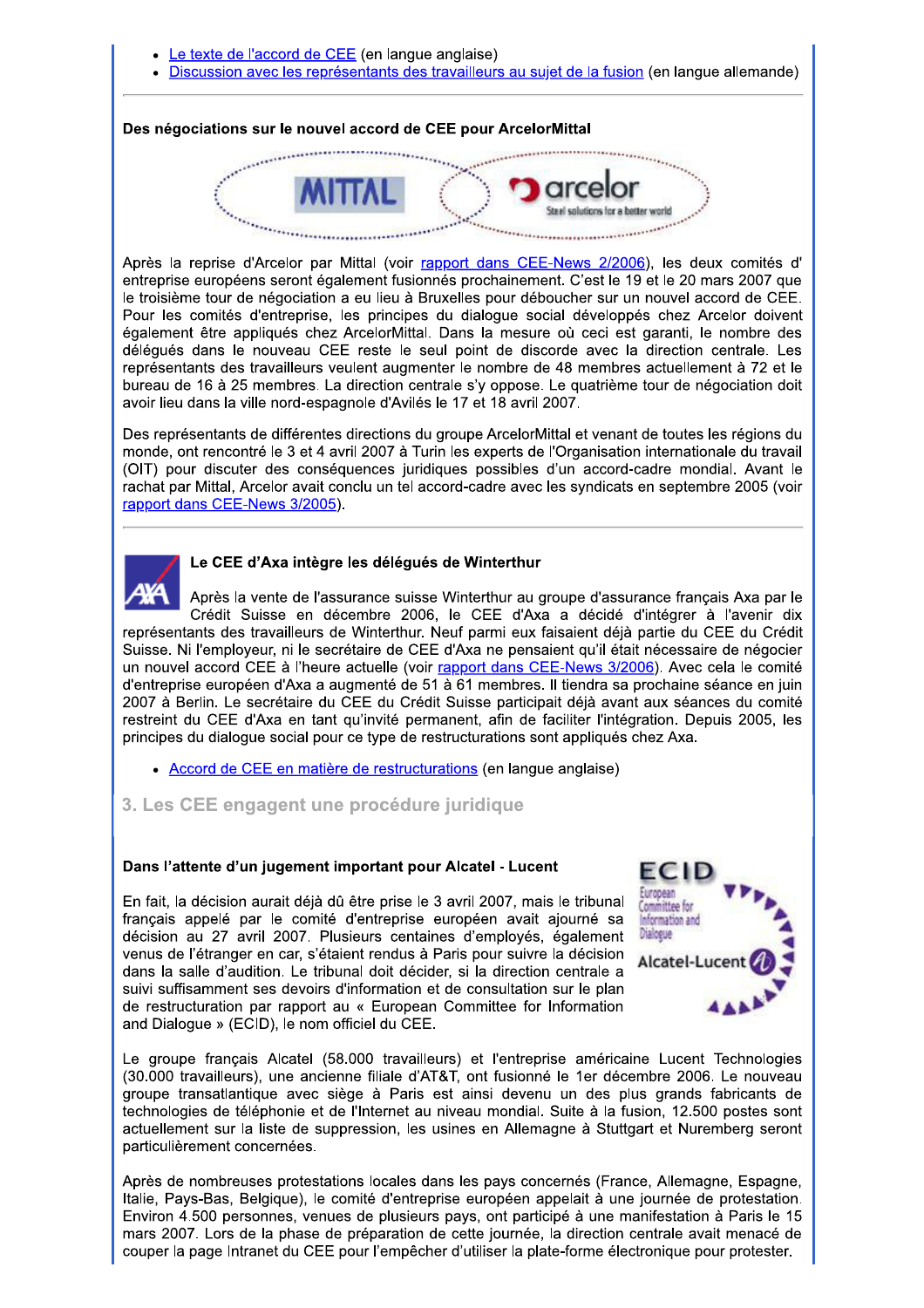- Le texte de l'accord de CEE (en langue anglaise)
- Discussion avec les représentants des travailleurs au sujet de la fusion (en langue allemande)

---

**Des négociations sur le nouvel accord de CEE pour ArcelorMittal**

Après la reprise d'Arcelor par Mittal (voir rapport dans CEE-News 2/2006), les deux comités d' entreprise européens seront également fusionnés prochainement. C'est le 19 et le 20 mars 2007 que le troisième tour de négociation a eu lieu à Bruxelles pour déboucher sur un nouvel accord de CEE. Pour les comités d'entreprise, les principes du dialogue social développés chez Arcelor doivent également être appliqués chez ArcelorMittal. Dans la mesure où ceci est garanti, le nombre des délégués dans le nouveau CEE reste le seul point de discorde avec la direction centrale. Les représentants des travailleurs veulent augmenter le nombre de 48 membres actuellement à 72 et le bureau de 16 à 25 membres. La direction centrale s'y oppose. Le quatrième tour de négociation doit avoir lieu dans la ville nord-espagnole d'Avilés le 17 et 18 avril 2007.

Des représentants de différentes directions du groupe ArcelorMittal et venant de toutes les régions du monde, ont rencontré le 3 et 4 avril 2007 à Turin les experts de l'Organisation internationale du travail (OIT) pour discuter des conséquences juridiques possibles d'un accord-cadre mondial. Avant le rachat par Mittal, Arcelor avait conclu un tel accord-cadre avec les syndicats en septembre 2005 (voir rapport dans CEE-News 3/2005).

---

**Le CEE d'Axa intègre les délégués de Winterthur**

Après la vente de l'assurance suisse Winterthur au groupe d'assurance français Axa par le Crédit Suisse en décembre 2006, le CEE d'Axa a décidé d'intégrer à l'avenir dix représentants des travailleurs de Winterthur. Neuf parmi eux faisaient déjà partie du CEE du Crédit Suisse. Ni l'employeur, ni le secrétaire de CEE d'Axa ne pensaient qu'il était nécessaire de négocier un nouvel accord CEE à l'heure actuelle (voir rapport dans CEE-News 3/2006). Avec cela le comité d'entreprise européen d'Axa a augmenté de 51 à 61 membres. Il tiendra sa prochaine séance en juin 2007 à Berlin. Le secrétaire du CEE du Crédit Suisse participait déjà avant aux séances du comité restreint du CEE d'Axa en tant qu'invité permanent, afin de faciliter l'intégration. Depuis 2005, les principes du dialogue social pour ce type de restructurations sont appliqués chez Axa.

- Accord de CEE en matière de restructurations (en langue anglaise)

## 3. Les CEE engagent une procédure juridique

**Dans l'attente d'un jugement important pour Alcatel - Lucent**

En fait, la décision aurait déjà dû être prise le 3 avril 2007, mais le tribunal français appelé par le comité d'entreprise européen avait ajourné sa décision au 27 avril 2007. Plusieurs centaines d'employés, également venus de l'étranger en car, s'étaient rendus à Paris pour suivre la décision dans la salle d'audition. Le tribunal doit décider, si la direction centrale a suivi suffisamment ses devoirs d'information et de consultation sur le plan de restructuration par rapport au « European Committee for Information and Dialogue » (ECID), le nom officiel du CEE.

Le groupe français Alcatel (58.000 travailleurs) et l'entreprise américaine Lucent Technologies (30.000 travailleurs), une ancienne filiale d'AT&T, ont fusionné le 1er décembre 2006. Le nouveau groupe transatlantique avec siège à Paris est ainsi devenu un des plus grands fabricants de technologies de téléphonie et de l'Internet au niveau mondial. Suite à la fusion, 12.500 postes sont actuellement sur la liste de suppression, les usines en Allemagne à Stuttgart et Nuremberg seront particulièrement concernées.

Après de nombreuses protestations locales dans les pays concernés (France, Allemagne, Espagne, Italie, Pays-Bas, Belgique), le comité d'entreprise européen appelait à une journée de protestation. Environ 4.500 personnes, venues de plusieurs pays, ont participé à une manifestation à Paris le 15 mars 2007. Lors de la phase de préparation de cette journée, la direction centrale avait menacé de couper la page Intranet du CEE pour l'empêcher d'utiliser la plate-forme électronique pour protester.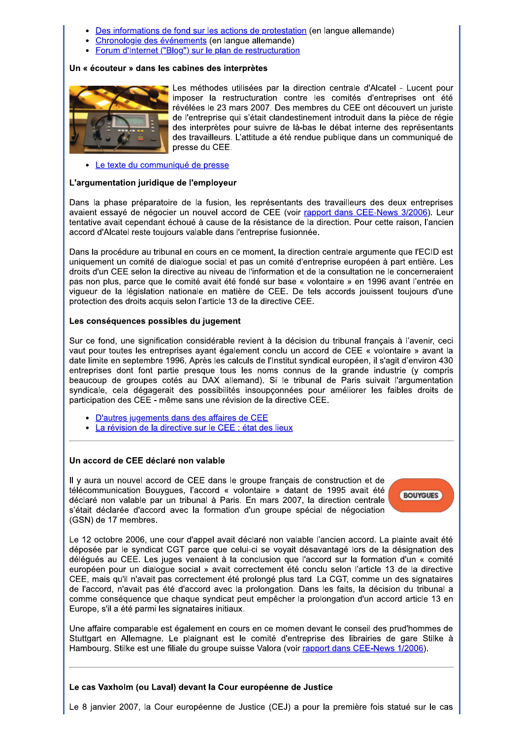- Des informations de fond sur les actions de protestation (en langue allemande)
- Chronologie des événements (en langue allemande)
- Forum d'Internet ("Blog") sur le plan de restructuration

**Un « écouteur » dans les cabines des interprètes**

Les méthodes utilisées par la direction centrale d'Alcatel - Lucent pour imposer la restructuration contre les comités d'entreprises ont été révélées le 23 mars 2007. Des membres du CEE ont découvert un juriste de l'entreprise qui s'était clandestinement introduit dans la pièce de régie des interprètes pour suivre de là-bas le débat interne des représentants des travailleurs. L'attitude a été rendue publique dans un communiqué de presse du CEE.

- Le texte du communiqué de presse

**L'argumentation juridique de l'employeur**

Dans la phase préparatoire de la fusion, les représentants des travailleurs des deux entreprises avaient essayé de négocier un nouvel accord de CEE (voir rapport dans CEE-News 3/2006). Leur tentative avait cependant échoué à cause de la résistance de la direction. Pour cette raison, l'ancien accord d'Alcatel reste toujours valable dans l'entreprise fusionnée.

Dans la procédure au tribunal en cours en ce moment, la direction centrale argumente que l'ECID est uniquement un comité de dialogue social et pas un comité d'entreprise européen à part entière. Les droits d'un CEE selon la directive au niveau de l'information et de la consultation ne le concerneraient pas non plus, parce que le comité avait été fondé sur base « volontaire » en 1996 avant l'entrée en vigueur de la législation nationale en matière de CEE. De tels accords jouissent toujours d'une protection des droits acquis selon l'article 13 de la directive CEE.

**Les conséquences possibles du jugement**

Sur ce fond, une signification considérable revient à la décision du tribunal français à l'avenir, ceci vaut pour toutes les entreprises ayant également conclu un accord de CEE « volontaire » avant la date limite en septembre 1996. Après les calculs de l'Institut syndical européen, il s'agit d'environ 430 entreprises dont font partie presque tous les noms connus de la grande industrie (y compris beaucoup de groupes cotés au DAX allemand). Si le tribunal de Paris suivait l'argumentation syndicale, cela dégagerait des possibilités insoupçonnées pour améliorer les faibles droits de participation des CEE - même sans une révision de la directive CEE.

- D'autres jugements dans des affaires de CEE
- La révision de la directive sur le CEE : état des lieux

---

**Un accord de CEE déclaré non valable**

Il y aura un nouvel accord de CEE dans le groupe français de construction et de télécommunication Bouygues, l'accord « volontaire » datant de 1995 avait été déclaré non valable par un tribunal à Paris. En mars 2007, la direction centrale s'était déclarée d'accord avec la formation d'un groupe spécial de négociation (GSN) de 17 membres.

Le 12 octobre 2006, une cour d'appel avait déclaré non valable l'ancien accord. La plainte avait été déposée par le syndicat CGT parce que celui-ci se voyait désavantagé lors de la désignation des délégués au CEE. Les juges venaient à la conclusion que l'accord sur la formation d'un « comité européen pour un dialogue social » avait correctement été conclu selon l'article 13 de la directive CEE, mais qu'il n'avait pas correctement été prolongé plus tard. La CGT, comme un des signataires de l'accord, n'avait pas été d'accord avec la prolongation. Dans les faits, la décision du tribunal a comme conséquence que chaque syndicat peut empêcher la prolongation d'un accord article 13 en Europe, s'il a été parmi les signataires initiaux.

Une affaire comparable est également en cours en ce momen devant le conseil des prud'hommes de Stuttgart en Allemagne. Le plaignant est le comité d'entreprise des librairies de gare Stilke à Hambourg. Stilke est une filiale du groupe suisse Valora (voir rapport dans CEE-News 1/2006).

---

**Le cas Vaxholm (ou Laval) devant la Cour européenne de Justice**

Le 8 janvier 2007, la Cour européenne de Justice (CEJ) a pour la première fois statué sur le cas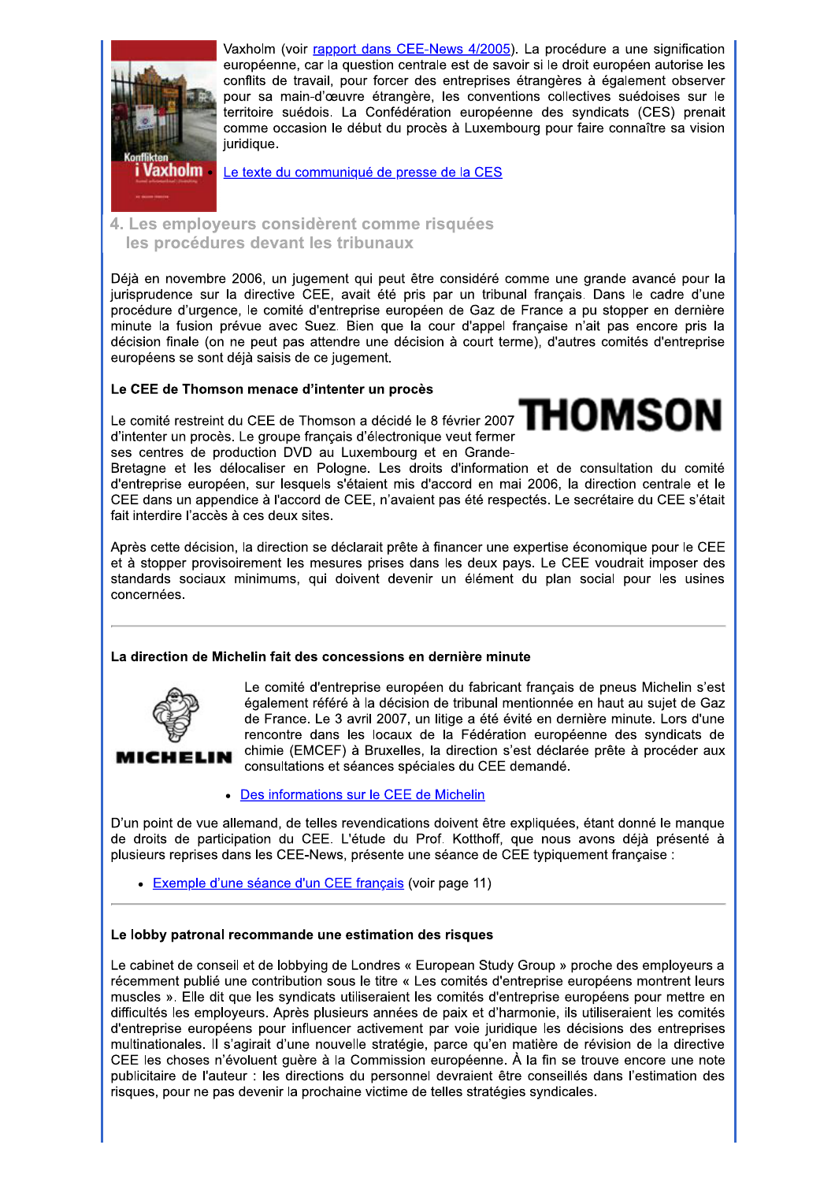Vaxholm (voir [rapport dans CEE-News 4/2005](#)). La procédure a une signification européenne, car la question centrale est de savoir si le droit européen autorise les conflits de travail, pour forcer des entreprises étrangères à également observer pour sa main-d'œuvre étrangère, les conventions collectives suédoises sur le territoire suédois. La Confédération européenne des syndicats (CES) prenait comme occasion le début du procès à Luxembourg pour faire connaître sa vision juridique.

- [Le texte du communiqué de presse de la CES](#)

## 4. Les employeurs considèrent comme risquées les procédures devant les tribunaux

Déjà en novembre 2006, un jugement qui peut être considéré comme une grande avancé pour la jurisprudence sur la directive CEE, avait été pris par un tribunal français. Dans le cadre d'une procédure d'urgence, le comité d'entreprise européen de Gaz de France a pu stopper en dernière minute la fusion prévue avec Suez. Bien que la cour d'appel française n'ait pas encore pris la décision finale (on ne peut pas attendre une décision à court terme), d'autres comités d'entreprise européens se sont déjà saisis de ce jugement.

### Le CEE de Thomson menace d'intenter un procès

Le comité restreint du CEE de Thomson a décidé le 8 février 2007 d'intenter un procès. Le groupe français d'électronique veut fermer ses centres de production DVD au Luxembourg et en Grande-Bretagne et les délocaliser en Pologne. Les droits d'information et de consultation du comité d'entreprise européen, sur lesquels s'étaient mis d'accord en mai 2006, la direction centrale et le CEE dans un appendice à l'accord de CEE, n'avaient pas été respectés. Le secrétaire du CEE s'était fait interdire l'accès à ces deux sites.

Après cette décision, la direction se déclarait prête à financer une expertise économique pour le CEE et à stopper provisoirement les mesures prises dans les deux pays. Le CEE voudrait imposer des standards sociaux minimums, qui doivent devenir un élément du plan social pour les usines concernées.

---

### La direction de Michelin fait des concessions en dernière minute

Le comité d'entreprise européen du fabricant français de pneus Michelin s'est également référé à la décision de tribunal mentionnée en haut au sujet de Gaz de France. Le 3 avril 2007, un litige a été évité en dernière minute. Lors d'une rencontre dans les locaux de la Fédération européenne des syndicats de la chimie (EMCEF) à Bruxelles, la direction s'est déclarée prête à procéder aux consultations et séances spéciales du CEE demandé.

- [Des informations sur le CEE de Michelin](#)

D'un point de vue allemand, de telles revendications doivent être expliquées, étant donné le manque de droits de participation du CEE. L'étude du Prof. Kotthoff, que nous avons déjà présenté à plusieurs reprises dans les CEE-News, présente une séance de CEE typiquement française :

- [Exemple d'une séance d'un CEE français](#) (voir page 11)

---

### Le lobby patronal recommande une estimation des risques

Le cabinet de conseil et de lobbying de Londres « European Study Group » proche des employeurs a récemment publié une contribution sous le titre « Les comités d'entreprise européens montrent leurs muscles ». Elle dit que les syndicats utiliseraient les comités d'entreprise européens pour mettre en difficultés les employeurs. Après plusieurs années de paix et d'harmonie, ils utiliseraient les comités d'entreprise européens pour influencer activement par voie juridique les décisions des entreprises multinationales. Il s'agirait d'une nouvelle stratégie, parce qu'en matière de révision de la directive CEE les choses n'évoluent guère à la Commission européenne. À la fin se trouve encore une note publicitaire de l'auteur : les directions du personnel devraient être conseillés dans l'estimation des risques, pour ne pas devenir la prochaine victime de telles stratégies syndicales.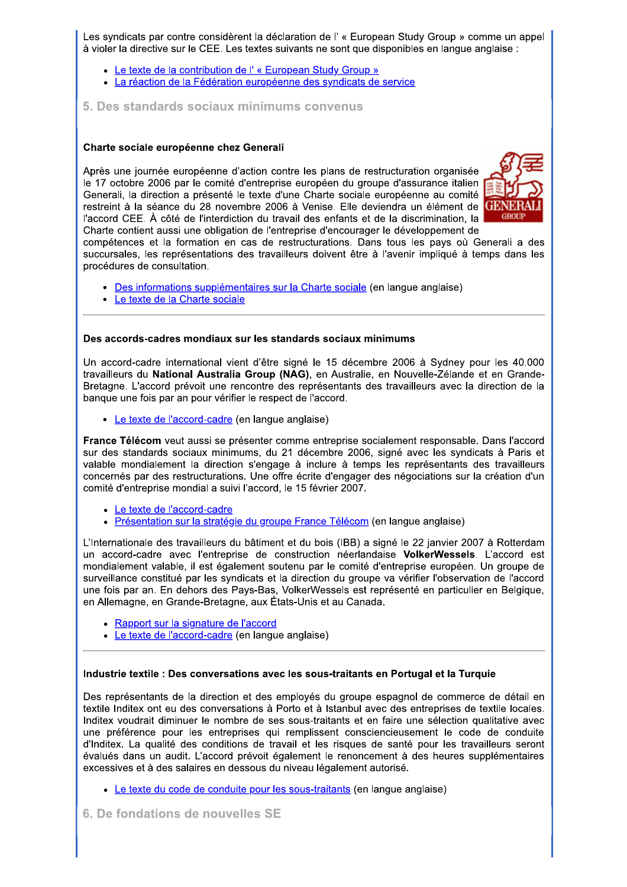Les syndicats par contre considèrent la déclaration de l' « European Study Group » comme un appel à violer la directive sur le CEE. Les textes suivants ne sont que disponibles en langue anglaise :

- Le texte de la contribution de l' « European Study Group »
- La réaction de la Fédération européenne des syndicats de service

## 5. Des standards sociaux minimums convenus

### Charte sociale européenne chez Generali

Après une journée européenne d'action contre les plans de restructuration organisée le 17 octobre 2006 par le comité d'entreprise européen du groupe d'assurance italien Generali, la direction a présenté le texte d'une Charte sociale européenne au comité restreint à la séance du 28 novembre 2006 à Venise. Elle deviendra un élément de l'accord CEE. À côté de l'interdiction du travail des enfants et de la discrimination, la Charte contient aussi une obligation de l'entreprise d'encourager le développement de compétences et la formation en cas de restructurations. Dans tous les pays où Generali a des succursales, les représentations des travailleurs doivent être à l'avenir impliqué à temps dans les procédures de consultation.

- Des informations supplémentaires sur la Charte sociale (en langue anglaise)
- Le texte de la Charte sociale

---

### Des accords-cadres mondiaux sur les standards sociaux minimums

Un accord-cadre international vient d'être signé le 15 décembre 2006 à Sydney pour les 40.000 travailleurs du **National Australia Group (NAG)**, en Australie, en Nouvelle-Zélande et en Grande-Bretagne. L'accord prévoit une rencontre des représentants des travailleurs avec la direction de la banque une fois par an pour vérifier le respect de l'accord.

- Le texte de l'accord-cadre (en langue anglaise)

**France Télécom** veut aussi se présenter comme entreprise socialement responsable. Dans l'accord sur des standards sociaux minimums, du 21 décembre 2006, signé avec les syndicats à Paris et valable mondialement la direction s'engage à inclure à temps les représentants des travailleurs concernés par des restructurations. Une offre écrite d'engager des négociations sur la création d'un comité d'entreprise mondial a suivi l'accord, le 15 février 2007.

- Le texte de l'accord-cadre
- Présentation sur la stratégie du groupe France Télécom (en langue anglaise)

L'Internationale des travailleurs du bâtiment et du bois (IBB) a signé le 22 janvier 2007 à Rotterdam un accord-cadre avec l'entreprise de construction néerlandaise **VolkerWessels**. L'accord est mondialement valable, il est également soutenu par le comité d'entreprise européen. Un groupe de surveillance constitué par les syndicats et la direction du groupe va vérifier l'observation de l'accord une fois par an. En dehors des Pays-Bas, VolkerWessels est représenté en particulier en Belgique, en Allemagne, en Grande-Bretagne, aux États-Unis et au Canada.

- Rapport sur la signature de l'accord
- Le texte de l'accord-cadre (en langue anglaise)

---

### Industrie textile : Des conversations avec les sous-traitants en Portugal et la Turquie

Des représentants de la direction et des employés du groupe espagnol de commerce de détail en textile Inditex ont eu des conversations à Porto et à Istanbul avec des entreprises de textile locales. Inditex voudrait diminuer le nombre de ses sous-traitants et en faire une sélection qualitative avec une préférence pour les entreprises qui remplissent consciencieusement le code de conduite d'Inditex. La qualité des conditions de travail et les risques de santé pour les travailleurs seront évalués dans un audit. L'accord prévoit également le renoncement à des heures supplémentaires excessives et à des salaires en dessous du niveau légalement autorisé.

- Le texte du code de conduite pour les sous-traitants (en langue anglaise)

## 6. De fondations de nouvelles SE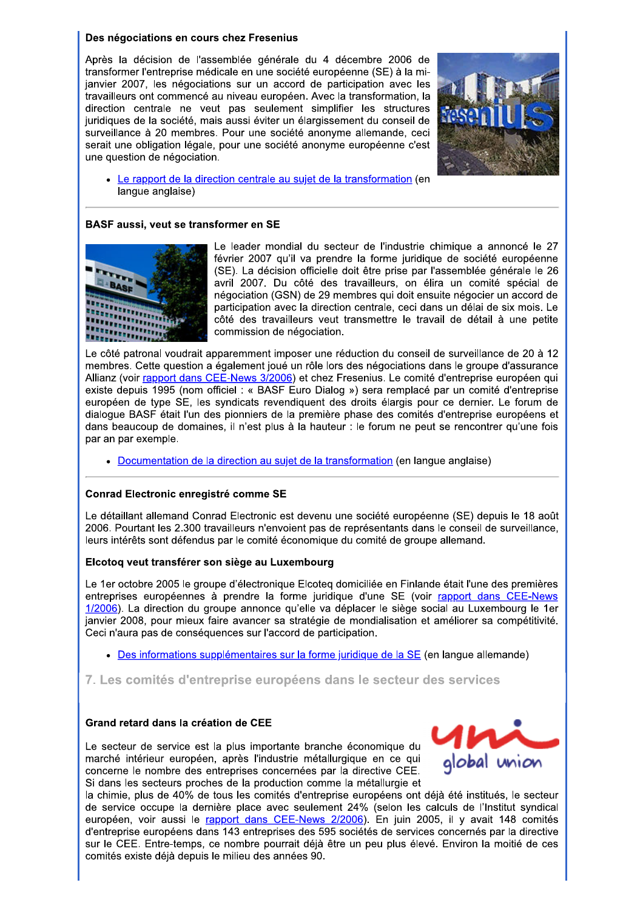### Des négociations en cours chez Fresenius

Après la décision de l'assemblée générale du 4 décembre 2006 de transformer l'entreprise médicale en une société européenne (SE) à la mi-janvier 2007, les négociations sur un accord de participation avec les travailleurs ont commencé au niveau européen. Avec la transformation, la direction centrale ne veut pas seulement simplifier les structures juridiques de la société, mais aussi éviter un élargissement du conseil de surveillance à 20 membres. Pour une société anonyme allemande, ceci serait une obligation légale, pour une société anonyme européenne c'est une question de négociation.

- Le rapport de la direction centrale au sujet de la transformation (en langue anglaise)

---

### BASF aussi, veut se transformer en SE

Le leader mondial du secteur de l'industrie chimique a annoncé le 27 février 2007 qu'il va prendre la forme juridique de société européenne (SE). La décision officielle doit être prise par l'assemblée générale le 26 avril 2007. Du côté des travailleurs, on élira un comité spécial de négociation (GSN) de 29 membres qui doit ensuite négocier un accord de participation avec la direction centrale, ceci dans un délai de six mois. Le côté des travailleurs veut transmettre le travail de détail à une petite commission de négociation.

Le côté patronal voudrait apparemment imposer une réduction du conseil de surveillance de 20 à 12 membres. Cette question a également joué un rôle lors des négociations dans le groupe d'assurance Allianz (voir rapport dans CEE-News 3/2006) et chez Fresenius. Le comité d'entreprise européen qui existe depuis 1995 (nom officiel : « BASF Euro Dialog ») sera remplacé par un comité d'entreprise européen de type SE, les syndicats revendiquent des droits élargis pour ce dernier. Le forum de dialogue BASF était l'un des pionniers de la première phase des comités d'entreprise européens et dans beaucoup de domaines, il n'est plus à la hauteur : le forum ne peut se rencontrer qu'une fois par an par exemple.

- Documentation de la direction au sujet de la transformation (en langue anglaise)

---

### Conrad Electronic enregistré comme SE

Le détaillant allemand Conrad Electronic est devenu une société européenne (SE) depuis le 18 août 2006. Pourtant les 2.300 travailleurs n'envoient pas de représentants dans le conseil de surveillance, leurs intérêts sont défendus par le comité économique du comité de groupe allemand.

### Elcotoq veut transférer son siège au Luxembourg

Le 1er octobre 2005 le groupe d'électronique Elcoteq domiciliée en Finlande était l'une des premières entreprises européennes à prendre la forme juridique d'une SE (voir rapport dans CEE-News 1/2006). La direction du groupe annonce qu'elle va déplacer le siège social au Luxembourg le 1er janvier 2008, pour mieux faire avancer sa stratégie de mondialisation et améliorer sa compétitivité. Ceci n'aura pas de conséquences sur l'accord de participation.

- Des informations supplémentaires sur la forme juridique de la SE (en langue allemande)

## 7. Les comités d'entreprise européens dans le secteur des services

### Grand retard dans la création de CEE

Le secteur de service est la plus importante branche économique du marché intérieur européen, après l'industrie métallurgique en ce qui concerne le nombre des entreprises concernées par la directive CEE. Si dans les secteurs proches de la production comme la métallurgie et la chimie, plus de 40% de tous les comités d'entreprise européens ont déjà été institués, le secteur de service occupe la dernière place avec seulement 24% (selon les calculs de l'Institut syndical européen, voir aussi le rapport dans CEE-News 2/2006). En juin 2005, il y avait 148 comités d'entreprise européens dans 143 entreprises des 595 sociétés de services concernés par la directive sur le CEE. Entre-temps, ce nombre pourrait déjà être un peu plus élevé. Environ la moitié de ces comités existe déjà depuis le milieu des années 90.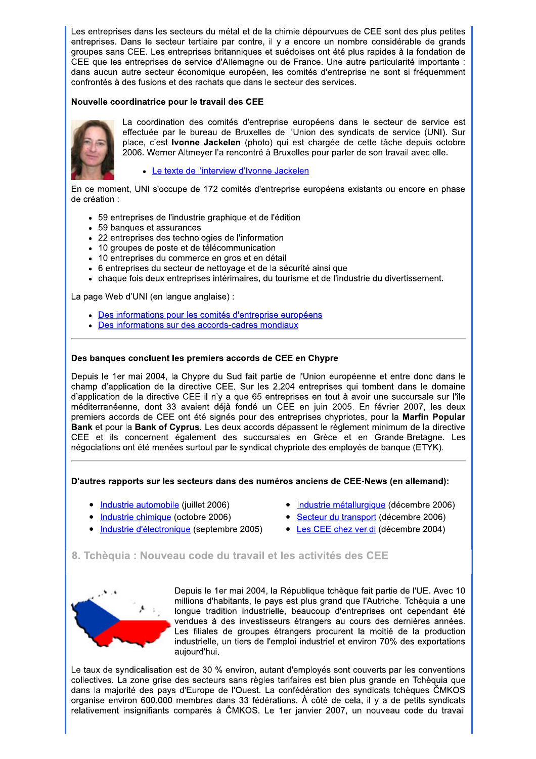Les entreprises dans les secteurs du métal et de la chimie dépourvues de CEE sont des plus petites entreprises. Dans le secteur tertiaire par contre, il y a encore un nombre considérable de grands groupes sans CEE. Les entreprises britanniques et suédoises ont été plus rapides à la fondation de CEE que les entreprises de service d'Allemagne ou de France. Une autre particularité importante : dans aucun autre secteur économique européen, les comités d'entreprise ne sont si fréquemment confrontés à des fusions et des rachats que dans le secteur des services.

**Nouvelle coordinatrice pour le travail des CEE**

La coordination des comités d'entreprise européens dans le secteur de service est effectuée par le bureau de Bruxelles de l'Union des syndicats de service (UNI). Sur place, c'est **Ivonne Jackelen** (photo) qui est chargée de cette tâche depuis octobre 2006. Werner Altmeyer l'a rencontré à Bruxelles pour parler de son travail avec elle.

- Le texte de l'interview d'Ivonne Jackelen

En ce moment, UNI s'occupe de 172 comités d'entreprise européens existants ou encore en phase de création :

- 59 entreprises de l'industrie graphique et de l'édition
- 59 banques et assurances
- 22 entreprises des technologies de l'information
- 10 groupes de poste et de télécommunication
- 10 entreprises du commerce en gros et en détail
- 6 entreprises du secteur de nettoyage et de la sécurité ainsi que
- chaque fois deux entreprises intérimaires, du tourisme et de l'industrie du divertissement.

La page Web d'UNI (en langue anglaise) :

- Des informations pour les comités d'entreprise européens
- Des informations sur des accords-cadres mondiaux

---

**Des banques concluent les premiers accords de CEE en Chypre**

Depuis le 1er mai 2004, la Chypre du Sud fait partie de l'Union européenne et entre donc dans le champ d'application de la directive CEE. Sur les 2.204 entreprises qui tombent dans le domaine d'application de la directive CEE il n'y a que 65 entreprises en tout à avoir une succursale sur l'île méditerranéenne, dont 33 avaient déjà fondé un CEE en juin 2005. En février 2007, les deux premiers accords de CEE ont été signés pour des entreprises chypriotes, pour la **Marfin Popular Bank** et pour la **Bank of Cyprus**. Les deux accords dépassent le règlement minimum de la directive CEE et ils concernent également des succursales en Grèce et en Grande-Bretagne. Les négociations ont été menées surtout par le syndicat chypriote des employés de banque (ETYK).

---

**D'autres rapports sur les secteurs dans des numéros anciens de CEE-News (en allemand):**

- Industrie automobile (juillet 2006)
- Industrie chimique (octobre 2006)
- Industrie d'électronique (septembre 2005)
- Industrie métallurgique (décembre 2006)
- Secteur du transport (décembre 2006)
- Les CEE chez ver.di (décembre 2004)

## 8. Tchèquia : Nouveau code du travail et les activités des CEE

Depuis le 1er mai 2004, la République tchèque fait partie de l'UE. Avec 10 millions d'habitants, le pays est plus grand que l'Autriche. Tchèquia a une longue tradition industrielle, beaucoup d'entreprises ont cependant été vendues à des investisseurs étrangers au cours des dernières années. Les filiales de groupes étrangers procurent la moitié de la production industrielle, un tiers de l'emploi industriel et environ 70% des exportations aujourd'hui.

Le taux de syndicalisation est de 30 % environ, autant d'employés sont couverts par les conventions collectives. La zone grise des secteurs sans règles tarifaires est bien plus grande en Tchèquia que dans la majorité des pays d'Europe de l'Ouest. La confédération des syndicats tchèques ČMKOS organise environ 600.000 membres dans 33 fédérations. À côté de cela, il y a de petits syndicats relativement insignifiants comparés à ČMKOS. Le 1er janvier 2007, un nouveau code du travail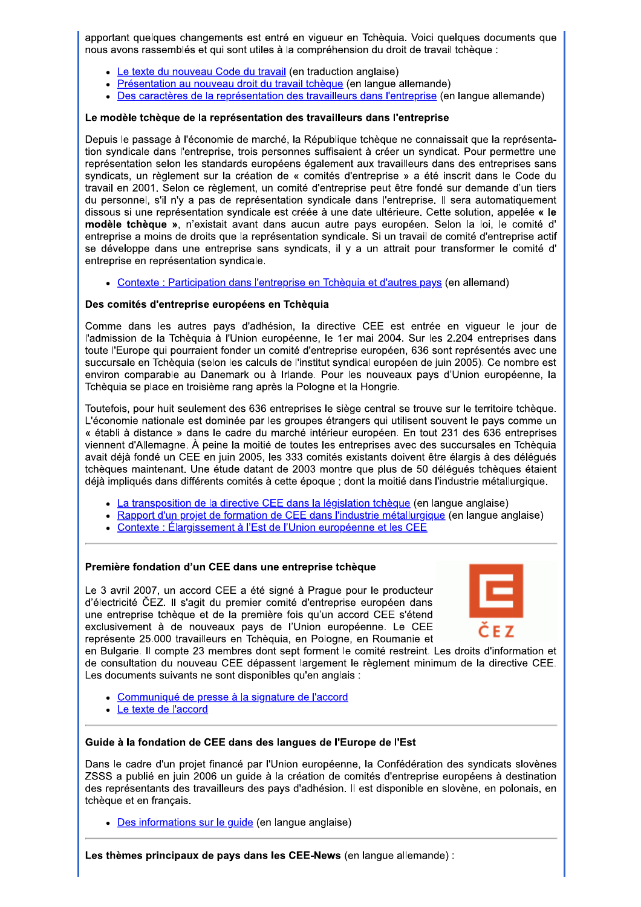apportant quelques changements est entré en vigueur en Tchèquia. Voici quelques documents que nous avons rassemblés et qui sont utiles à la compréhension du droit de travail tchèque :

- Le texte du nouveau Code du travail (en traduction anglaise)
- Présentation au nouveau droit du travail tchèque (en langue allemande)
- Des caractères de la représentation des travailleurs dans l'entreprise (en langue allemande)

**Le modèle tchèque de la représentation des travailleurs dans l'entreprise**

Depuis le passage à l'économie de marché, la République tchèque ne connaissait que la représentation syndicale dans l'entreprise, trois personnes suffisaient à créer un syndicat. Pour permettre une représentation selon les standards européens également aux travailleurs dans des entreprises sans syndicats, un règlement sur la création de « comités d'entreprise » a été inscrit dans le Code du travail en 2001. Selon ce règlement, un comité d'entreprise peut être fondé sur demande d'un tiers du personnel, s'il n'y a pas de représentation syndicale dans l'entreprise. Il sera automatiquement dissous si une représentation syndicale est créée à une date ultérieure. Cette solution, appelée **« le modèle tchèque »**, n'existait avant dans aucun autre pays européen. Selon la loi, le comité d' entreprise a moins de droits que la représentation syndicale. Si un travail de comité d'entreprise actif se développe dans une entreprise sans syndicats, il y a un attrait pour transformer le comité d' entreprise en représentation syndicale.

- Contexte : Participation dans l'entreprise en Tchèquia et d'autres pays (en allemand)

**Des comités d'entreprise européens en Tchèquia**

Comme dans les autres pays d'adhésion, la directive CEE est entrée en vigueur le jour de l'admission de la Tchèquia à l'Union européenne, le 1er mai 2004. Sur les 2.204 entreprises dans toute l'Europe qui pourraient fonder un comité d'entreprise européen, 636 sont représentés avec une succursale en Tchèquia (selon les calculs de l'institut syndical européen de juin 2005). Ce nombre est environ comparable au Danemark ou à Irlande. Pour les nouveaux pays d'Union européenne, la Tchèquia se place en troisième rang après la Pologne et la Hongrie.

Toutefois, pour huit seulement des 636 entreprises le siège central se trouve sur le territoire tchèque. L'économie nationale est dominée par les groupes étrangers qui utilisent souvent le pays comme un « établi à distance » dans le cadre du marché intérieur européen. En tout 231 des 636 entreprises viennent d'Allemagne. À peine la moitié de toutes les entreprises avec des succursales en Tchèquia avait déjà fondé un CEE en juin 2005, les 333 comités existants doivent être élargis à des délégués tchèques maintenant. Une étude datant de 2003 montre que plus de 50 délégués tchèques étaient déjà impliqués dans différents comités à cette époque ; dont la moitié dans l'industrie métallurgique.

- La transposition de la directive CEE dans la législation tchèque (en langue anglaise)
- Rapport d'un projet de formation de CEE dans l'industrie métallurgique (en langue anglaise)
- Contexte : Élargissement à l'Est de l'Union européenne et les CEE

---

**Première fondation d'un CEE dans une entreprise tchèque**

Le 3 avril 2007, un accord CEE a été signé à Prague pour le producteur d'électricité ČEZ. Il s'agit du premier comité d'entreprise européen dans une entreprise tchèque et de la première fois qu'un accord CEE s'étend exclusivement à de nouveaux pays de l'Union européenne. Le CEE représente 25.000 travailleurs en Tchèquia, en Pologne, en Roumanie et en Bulgarie. Il compte 23 membres dont sept forment le comité restreint. Les droits d'information et de consultation du nouveau CEE dépassent largement le règlement minimum de la directive CEE. Les documents suivants ne sont disponibles qu'en anglais :

- Communiqué de presse à la signature de l'accord
- Le texte de l'accord

---

**Guide à la fondation de CEE dans des langues de l'Europe de l'Est**

Dans le cadre d'un projet financé par l'Union européenne, la Confédération des syndicats slovènes ZSSS a publié en juin 2006 un guide à la création de comités d'entreprise européens à destination des représentants des travailleurs des pays d'adhésion. Il est disponible en slovène, en polonais, en tchèque et en français.

- Des informations sur le guide (en langue anglaise)

---

**Les thèmes principaux de pays dans les CEE-News** (en langue allemande) :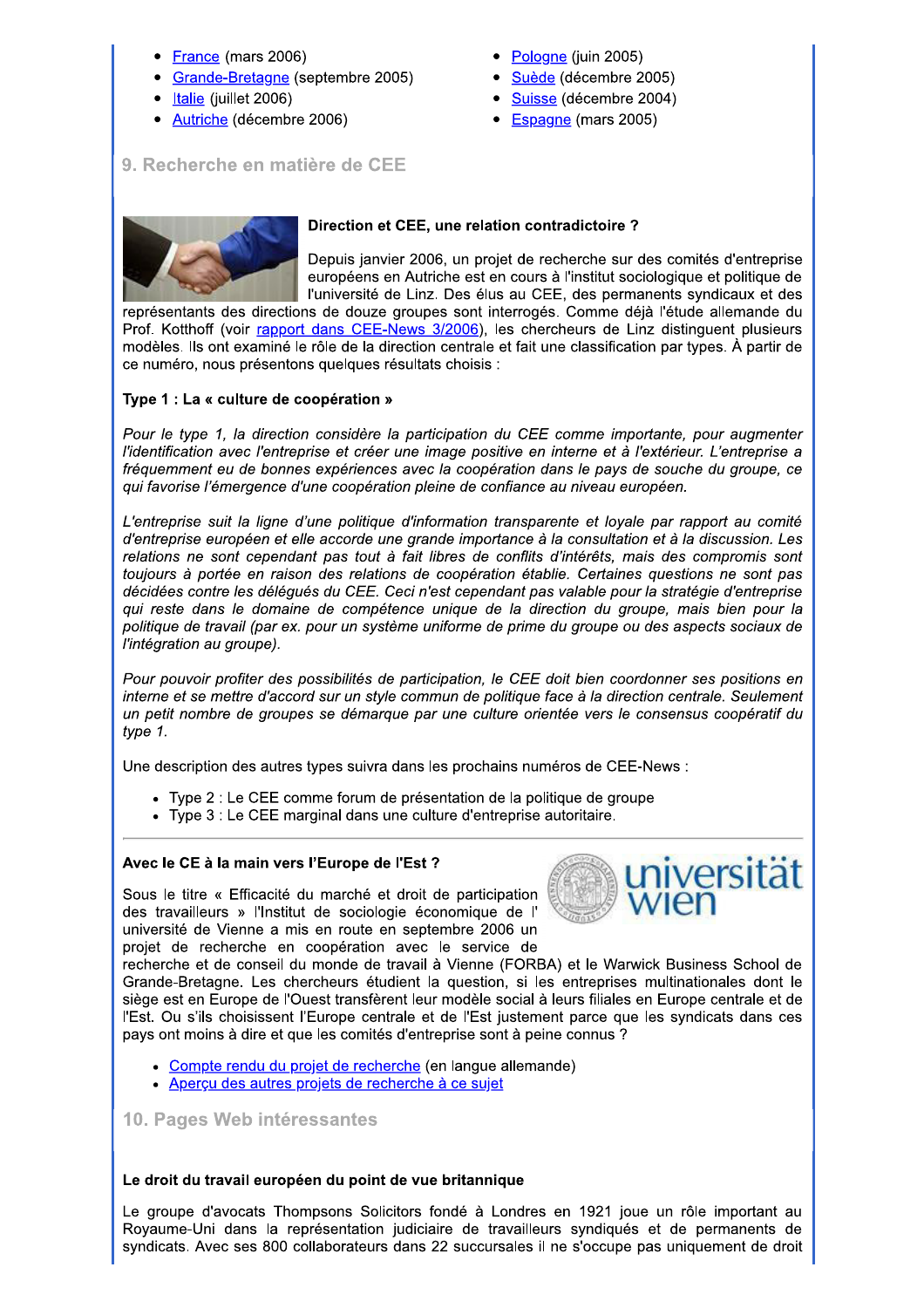- France (mars 2006)
- Grande-Bretagne (septembre 2005)
- Italie (juillet 2006)
- Autriche (décembre 2006)
- Pologne (juin 2005)
- Suède (décembre 2005)
- Suisse (décembre 2004)
- Espagne (mars 2005)

## 9. Recherche en matière de CEE

### Direction et CEE, une relation contradictoire ?

Depuis janvier 2006, un projet de recherche sur des comités d'entreprise européens en Autriche est en cours à l'institut sociologique et politique de l'université de Linz. Des élus au CEE, des permanents syndicaux et des représentants des directions de douze groupes sont interrogés. Comme déjà l'étude allemande du Prof. Kotthoff (voir rapport dans CEE-News 3/2006), les chercheurs de Linz distinguent plusieurs modèles. Ils ont examiné le rôle de la direction centrale et fait une classification par types. À partir de ce numéro, nous présentons quelques résultats choisis :

**Type 1 : La « culture de coopération »**

*Pour le type 1, la direction considère la participation du CEE comme importante, pour augmenter l'identification avec l'entreprise et créer une image positive en interne et à l'extérieur. L'entreprise a fréquemment eu de bonnes expériences avec la coopération dans le pays de souche du groupe, ce qui favorise l'émergence d'une coopération pleine de confiance au niveau européen.*

*L'entreprise suit la ligne d'une politique d'information transparente et loyale par rapport au comité d'entreprise européen et elle accorde une grande importance à la consultation et à la discussion. Les relations ne sont cependant pas tout à fait libres de conflits d'intérêts, mais des compromis sont toujours à portée en raison des relations de coopération établie. Certaines questions ne sont pas décidées contre les délégués du CEE. Ceci n'est cependant pas valable pour la stratégie d'entreprise qui reste dans le domaine de compétence unique de la direction du groupe, mais bien pour la politique de travail (par ex. pour un système uniforme de prime du groupe ou des aspects sociaux de l'intégration au groupe).*

*Pour pouvoir profiter des possibilités de participation, le CEE doit bien coordonner ses positions en interne et se mettre d'accord sur un style commun de politique face à la direction centrale. Seulement un petit nombre de groupes se démarque par une culture orientée vers le consensus coopératif du type 1.*

Une description des autres types suivra dans les prochains numéros de CEE-News :

- Type 2 : Le CEE comme forum de présentation de la politique de groupe
- Type 3 : Le CEE marginal dans une culture d'entreprise autoritaire.

---

### Avec le CE à la main vers l'Europe de l'Est ?

Sous le titre « Efficacité du marché et droit de participation des travailleurs » l'Institut de sociologie économique de l' université de Vienne a mis en route en septembre 2006 un projet de recherche en coopération avec le service de recherche et de conseil du monde de travail à Vienne (FORBA) et le Warwick Business School de Grande-Bretagne. Les chercheurs étudient la question, si les entreprises multinationales dont le siège est en Europe de l'Ouest transfèrent leur modèle social à leurs filiales en Europe centrale et de l'Est. Ou s'ils choisissent l'Europe centrale et de l'Est justement parce que les syndicats dans ces pays ont moins à dire et que les comités d'entreprise sont à peine connus ?

- Compte rendu du projet de recherche (en langue allemande)
- Aperçu des autres projets de recherche à ce sujet

## 10. Pages Web intéressantes

### Le droit du travail européen du point de vue britannique

Le groupe d'avocats Thompsons Solicitors fondé à Londres en 1921 joue un rôle important au Royaume-Uni dans la représentation judiciaire de travailleurs syndiqués et de permanents de syndicats. Avec ses 800 collaborateurs dans 22 succursales il ne s'occupe pas uniquement de droit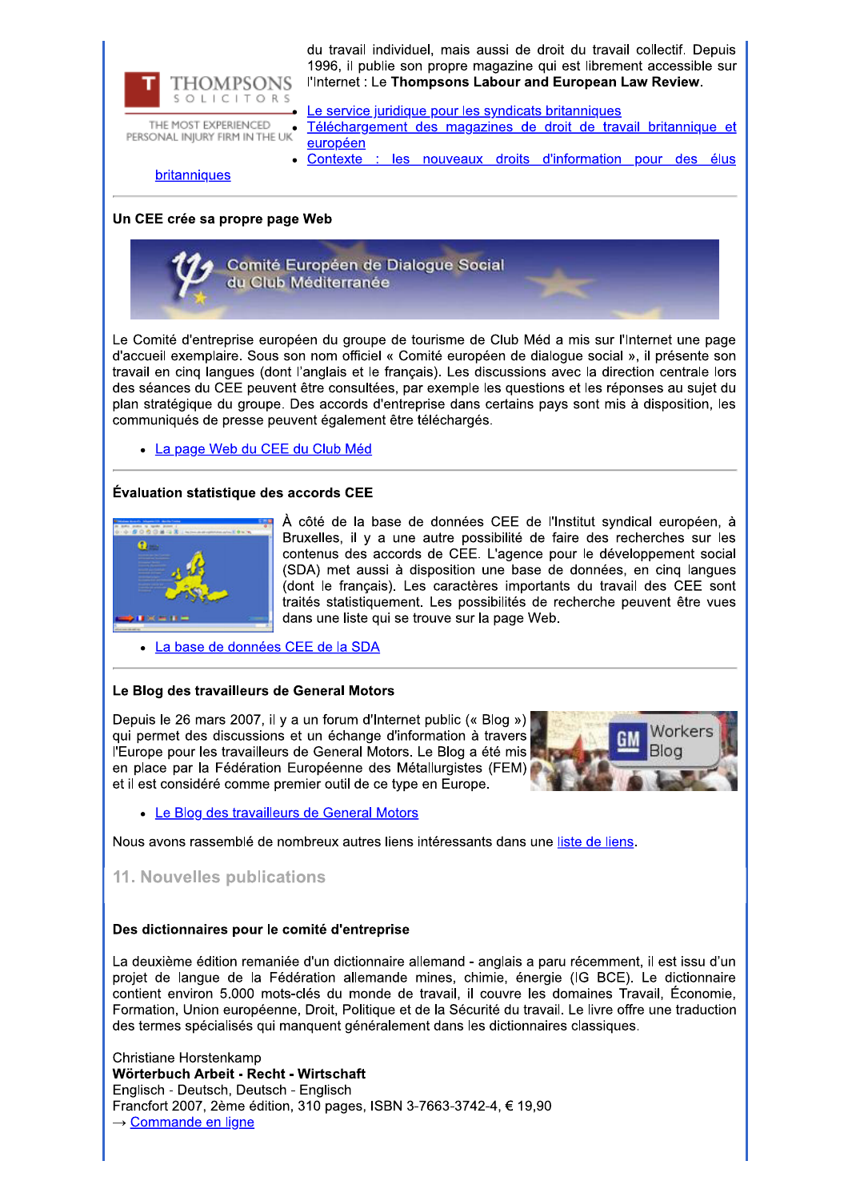du travail individuel, mais aussi de droit du travail collectif. Depuis 1996, il publie son propre magazine qui est librement accessible sur l'Internet : Le **Thompsons Labour and European Law Review**.

- Le service juridique pour les syndicats britanniques
- Téléchargement des magazines de droit de travail britannique et européen
- Contexte : les nouveaux droits d'information pour des élus britanniques

### Un CEE crée sa propre page Web

Le Comité d'entreprise européen du groupe de tourisme de Club Méd a mis sur l'Internet une page d'accueil exemplaire. Sous son nom officiel « Comité européen de dialogue social », il présente son travail en cinq langues (dont l'anglais et le français). Les discussions avec la direction centrale lors des séances du CEE peuvent être consultées, par exemple les questions et les réponses au sujet du plan stratégique du groupe. Des accords d'entreprise dans certains pays sont mis à disposition, les communiqués de presse peuvent également être téléchargés.

- La page Web du CEE du Club Méd

### Évaluation statistique des accords CEE

À côté de la base de données CEE de l'Institut syndical européen, à Bruxelles, il y a une autre possibilité de faire des recherches sur les contenus des accords de CEE. L'agence pour le développement social (SDA) met aussi à disposition une base de données, en cinq langues (dont le français). Les caractères importants du travail des CEE sont traités statistiquement. Les possibilités de recherche peuvent être vues dans une liste qui se trouve sur la page Web.

- La base de données CEE de la SDA

### Le Blog des travailleurs de General Motors

Depuis le 26 mars 2007, il y a un forum d'Internet public (« Blog ») qui permet des discussions et un échange d'information à travers l'Europe pour les travailleurs de General Motors. Le Blog a été mis en place par la Fédération Européenne des Métallurgistes (FEM) et il est considéré comme premier outil de ce type en Europe.

- Le Blog des travailleurs de General Motors

Nous avons rassemblé de nombreux autres liens intéressants dans une liste de liens.

## 11. Nouvelles publications

### Des dictionnaires pour le comité d'entreprise

La deuxième édition remaniée d'un dictionnaire allemand - anglais a paru récemment, il est issu d'un projet de langue de la Fédération allemande mines, chimie, énergie (IG BCE). Le dictionnaire contient environ 5.000 mots-clés du monde de travail, il couvre les domaines Travail, Économie, Formation, Union européenne, Droit, Politique et de la Sécurité du travail. Le livre offre une traduction des termes spécialisés qui manquent généralement dans les dictionnaires classiques.

Christiane Horstenkamp
**Wörterbuch Arbeit - Recht - Wirtschaft**
Englisch - Deutsch, Deutsch - Englisch
Francfort 2007, 2ème édition, 310 pages, ISBN 3-7663-3742-4, € 19,90
→ Commande en ligne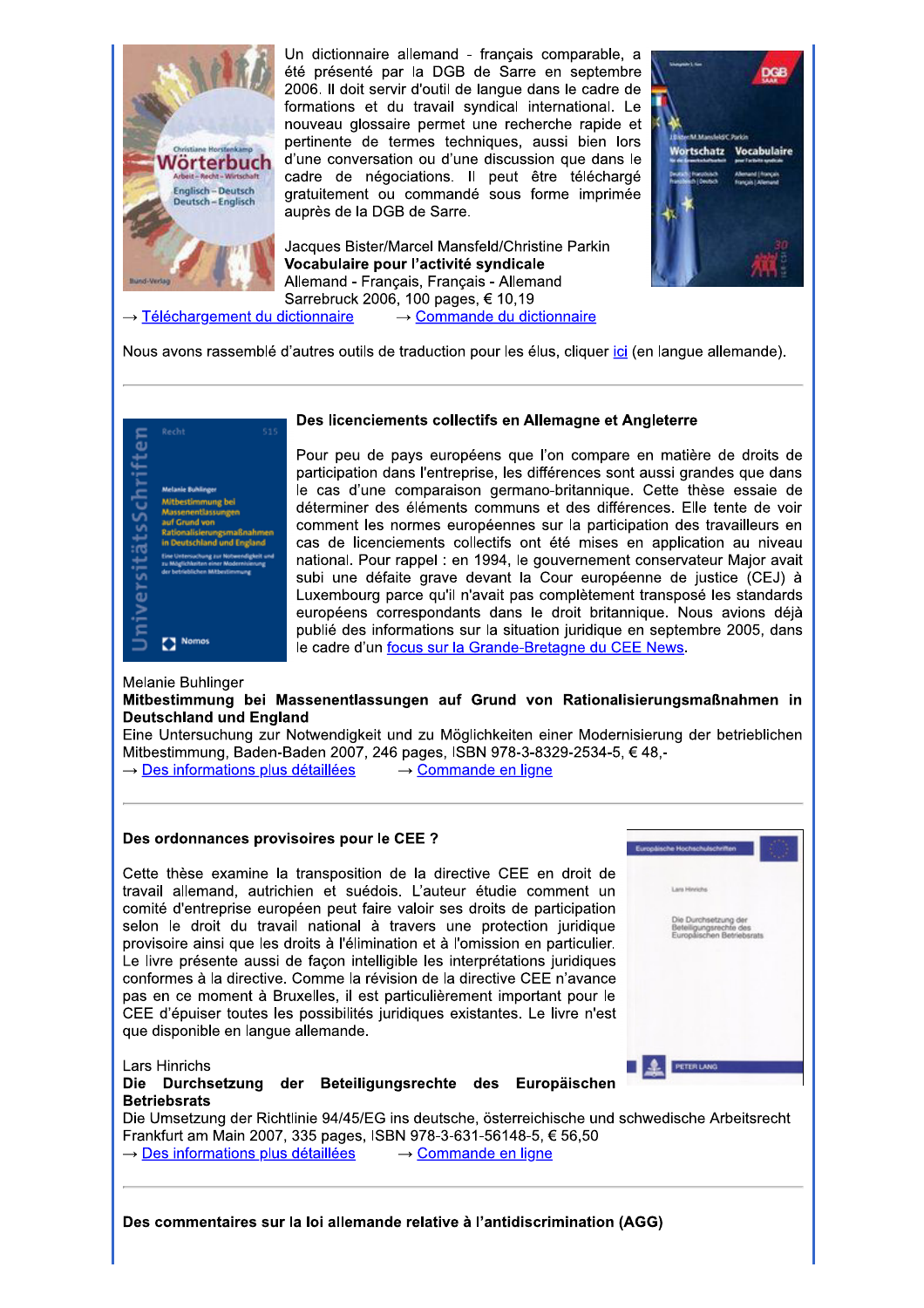Un dictionnaire allemand - français comparable, a été présenté par la DGB de Sarre en septembre 2006. Il doit servir d'outil de langue dans le cadre de formations et du travail syndical international. Le nouveau glossaire permet une recherche rapide et pertinente de termes techniques, aussi bien lors d'une conversation ou d'une discussion que dans le cadre de négociations. Il peut être téléchargé gratuitement ou commandé sous forme imprimée auprès de la DGB de Sarre.

Jacques Bister/Marcel Mansfeld/Christine Parkin
**Vocabulaire pour l'activité syndicale**
Allemand - Français, Français - Allemand
Sarrebruck 2006, 100 pages, € 10,19
→ Téléchargement du dictionnaire → Commande du dictionnaire

Nous avons rassemblé d'autres outils de traduction pour les élus, cliquer ici (en langue allemande).

---

### Des licenciements collectifs en Allemagne et Angleterre

Pour peu de pays européens que l'on compare en matière de droits de participation dans l'entreprise, les différences sont aussi grandes que dans le cas d'une comparaison germano-britannique. Cette thèse essaie de déterminer des éléments communs et des différences. Elle tente de voir comment les normes européennes sur la participation des travailleurs en cas de licenciements collectifs ont été mises en application au niveau national. Pour rappel : en 1994, le gouvernement conservateur Major avait subi une défaite grave devant la Cour européenne de justice (CEJ) à Luxembourg parce qu'il n'avait pas complètement transposé les standards européens correspondants dans le droit britannique. Nous avions déjà publié des informations sur la situation juridique en septembre 2005, dans le cadre d'un focus sur la Grande-Bretagne du CEE News.

Melanie Buhlinger
**Mitbestimmung bei Massenentlassungen auf Grund von Rationalisierungsmaßnahmen in Deutschland und England**
Eine Untersuchung zur Notwendigkeit und zu Möglichkeiten einer Modernisierung der betrieblichen Mitbestimmung, Baden-Baden 2007, 246 pages, ISBN 978-3-8329-2534-5, € 48,-
→ Des informations plus détaillées → Commande en ligne

---

### Des ordonnances provisoires pour le CEE ?

Cette thèse examine la transposition de la directive CEE en droit de travail allemand, autrichien et suédois. L'auteur étudie comment un comité d'entreprise européen peut faire valoir ses droits de participation selon le droit du travail national à travers une protection juridique provisoire ainsi que les droits à l'élimination et à l'omission en particulier. Le livre présente aussi de façon intelligible les interprétations juridiques conformes à la directive. Comme la révision de la directive CEE n'avance pas en ce moment à Bruxelles, il est particulièrement important pour le CEE d'épuiser toutes les possibilités juridiques existantes. Le livre n'est que disponible en langue allemande.

Lars Hinrichs
**Die Durchsetzung der Beteiligungsrechte des Europäischen Betriebsrats**
Die Umsetzung der Richtlinie 94/45/EG ins deutsche, österreichische und schwedische Arbeitsrecht
Frankfurt am Main 2007, 335 pages, ISBN 978-3-631-56148-5, € 56,50
→ Des informations plus détaillées → Commande en ligne

---

### Des commentaires sur la loi allemande relative à l'antidiscrimination (AGG)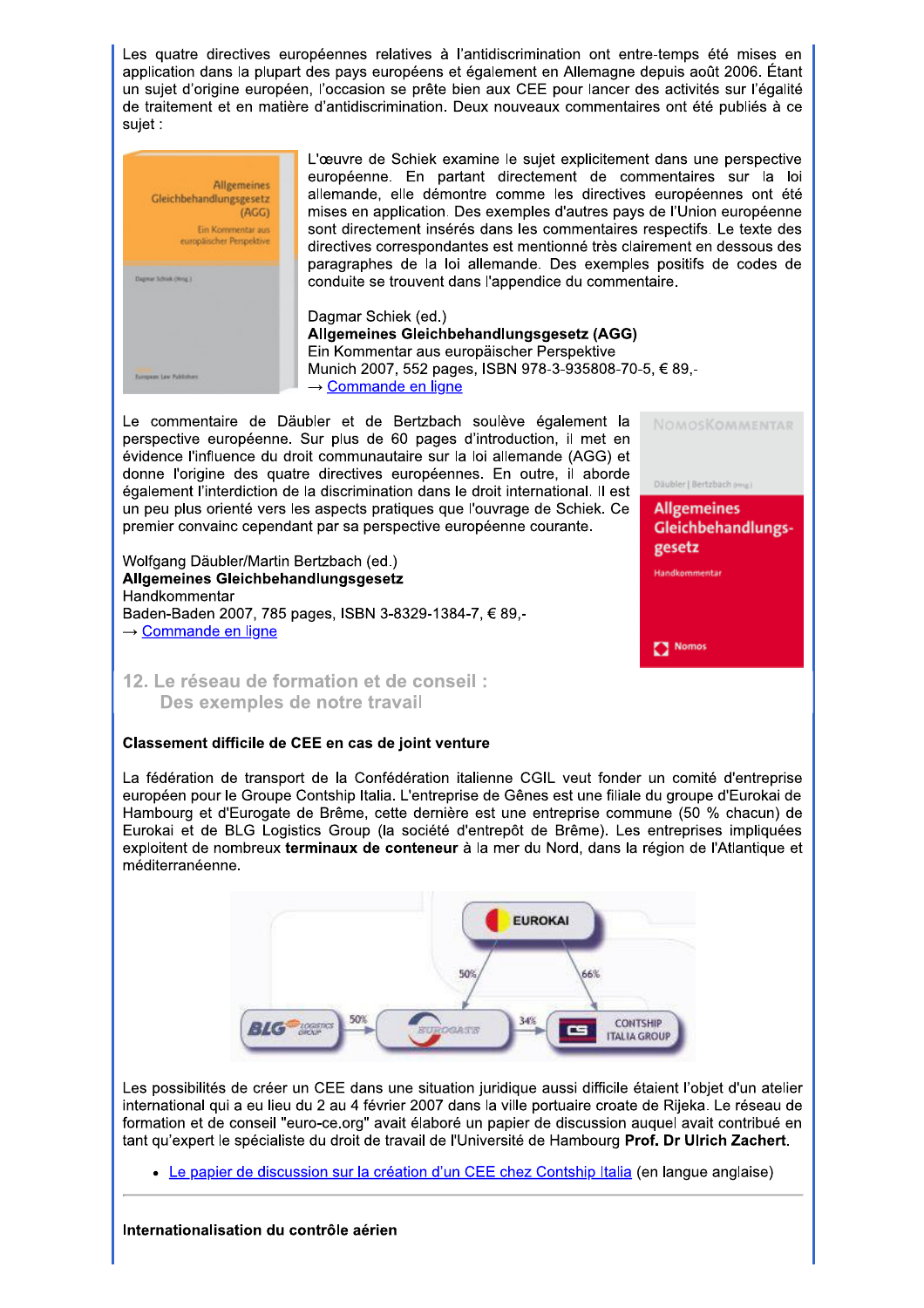Les quatre directives européennes relatives à l'antidiscrimination ont entre-temps été mises en application dans la plupart des pays européens et également en Allemagne depuis août 2006. Étant un sujet d'origine européen, l'occasion se prête bien aux CEE pour lancer des activités sur l'égalité de traitement et en matière d'antidiscrimination. Deux nouveaux commentaires ont été publiés à ce sujet :

L'œuvre de Schiek examine le sujet explicitement dans une perspective européenne. En partant directement de commentaires sur la loi allemande, elle démontre comme les directives européennes ont été mises en application. Des exemples d'autres pays de l'Union européenne sont directement insérés dans les commentaires respectifs. Le texte des directives correspondantes est mentionné très clairement en dessous des paragraphes de la loi allemande. Des exemples positifs de codes de conduite se trouvent dans l'appendice du commentaire.

Dagmar Schiek (ed.)
**Allgemeines Gleichbehandlungsgesetz (AGG)**
Ein Kommentar aus europäischer Perspektive
Munich 2007, 552 pages, ISBN 978-3-935808-70-5, € 89,-
→ Commande en ligne

Le commentaire de Däubler et de Bertzbach soulève également la perspective européenne. Sur plus de 60 pages d'introduction, il met en évidence l'influence du droit communautaire sur la loi allemande (AGG) et donne l'origine des quatre directives européennes. En outre, il aborde également l'interdiction de la discrimination dans le droit international. Il est un peu plus orienté vers les aspects pratiques que l'ouvrage de Schiek. Ce premier convainc cependant par sa perspective européenne courante.

Wolfgang Däubler/Martin Bertzbach (ed.)
**Allgemeines Gleichbehandlungsgesetz**
Handkommentar
Baden-Baden 2007, 785 pages, ISBN 3-8329-1384-7, € 89,-
→ Commande en ligne

## 12. Le réseau de formation et de conseil : Des exemples de notre travail

**Classement difficile de CEE en cas de joint venture**

La fédération de transport de la Confédération italienne CGIL veut fonder un comité d'entreprise européen pour le Groupe Contship Italia. L'entreprise de Gênes est une filiale du groupe d'Eurokai de Hambourg et d'Eurogate de Brême, cette dernière est une entreprise commune (50 % chacun) de Eurokai et de BLG Logistics Group (la société d'entrepôt de Brême). Les entreprises impliquées exploitent de nombreux **terminaux de conteneur** à la mer du Nord, dans la région de l'Atlantique et méditerranéenne.

Les possibilités de créer un CEE dans une situation juridique aussi difficile étaient l'objet d'un atelier international qui a eu lieu du 2 au 4 février 2007 dans la ville portuaire croate de Rijeka. Le réseau de formation et de conseil "euro-ce.org" avait élaboré un papier de discussion auquel avait contribué en tant qu'expert le spécialiste du droit de travail de l'Université de Hambourg **Prof. Dr Ulrich Zachert**.

- Le papier de discussion sur la création d'un CEE chez Contship Italia (en langue anglaise)

---

**Internationalisation du contrôle aérien**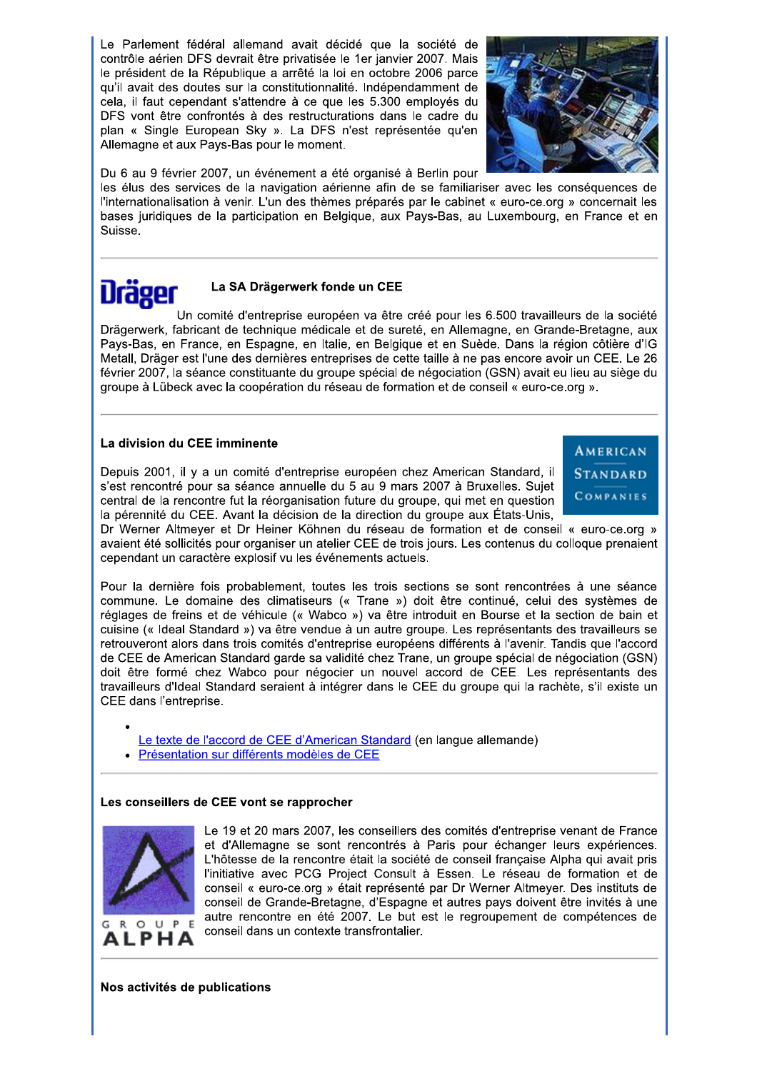Le Parlement fédéral allemand avait décidé que la société de contrôle aérien DFS devrait être privatisée le 1er janvier 2007. Mais le président de la République a arrêté la loi en octobre 2006 parce qu'il avait des doutes sur la constitutionnalité. Indépendamment de cela, il faut cependant s'attendre à ce que les 5.300 employés du DFS vont être confrontés à des restructurations dans le cadre du plan « Single European Sky ». La DFS n'est représentée qu'en Allemagne et aux Pays-Bas pour le moment.

Du 6 au 9 février 2007, un événement a été organisé à Berlin pour les élus des services de la navigation aérienne afin de se familiariser avec les conséquences de l'internationalisation à venir. L'un des thèmes préparés par le cabinet « euro-ce.org » concernait les bases juridiques de la participation en Belgique, aux Pays-Bas, au Luxembourg, en France et en Suisse.

---

### La SA Drägerwerk fonde un CEE

Un comité d'entreprise européen va être créé pour les 6.500 travailleurs de la société Drägerwerk, fabricant de technique médicale et de sureté, en Allemagne, en Grande-Bretagne, aux Pays-Bas, en France, en Espagne, en Italie, en Belgique et en Suède. Dans la région côtière d'IG Metall, Dräger est l'une des dernières entreprises de cette taille à ne pas encore avoir un CEE. Le 26 février 2007, la séance constituante du groupe spécial de négociation (GSN) avait eu lieu au siège du groupe à Lübeck avec la coopération du réseau de formation et de conseil « euro-ce.org ».

---

### La division du CEE imminente

Depuis 2001, il y a un comité d'entreprise européen chez American Standard, il s'est rencontré pour sa séance annuelle du 5 au 9 mars 2007 à Bruxelles. Sujet central de la rencontre fut la réorganisation future du groupe, qui met en question la pérennité du CEE. Avant la décision de la direction du groupe aux États-Unis, Dr Werner Altmeyer et Dr Heiner Köhnen du réseau de formation et de conseil « euro-ce.org » avaient été sollicités pour organiser un atelier CEE de trois jours. Les contenus du colloque prenaient cependant un caractère explosif vu les événements actuels.

Pour la dernière fois probablement, toutes les trois sections se sont rencontrées à une séance commune. Le domaine des climatiseurs (« Trane ») doit être continué, celui des systèmes de réglages de freins et de véhicule (« Wabco ») va être introduit en Bourse et la section de bain et cuisine (« Ideal Standard ») va être vendue à un autre groupe. Les représentants des travailleurs se retrouveront alors dans trois comités d'entreprise européens différents à l'avenir. Tandis que l'accord de CEE de American Standard garde sa validité chez Trane, un groupe spécial de négociation (GSN) doit être formé chez Wabco pour négocier un nouvel accord de CEE. Les représentants des travailleurs d'Ideal Standard seraient à intégrer dans le CEE du groupe qui la rachète, s'il existe un CEE dans l'entreprise.

- Le texte de l'accord de CEE d'American Standard (en langue allemande)
- Présentation sur différents modèles de CEE

---

### Les conseillers de CEE vont se rapprocher

Le 19 et 20 mars 2007, les conseillers des comités d'entreprise venant de France et d'Allemagne se sont rencontrés à Paris pour échanger leurs expériences. L'hôtesse de la rencontre était la société de conseil française Alpha qui avait pris l'initiative avec PCG Project Consult à Essen. Le réseau de formation et de conseil « euro-ce.org » était représenté par Dr Werner Altmeyer. Des instituts de conseil de Grande-Bretagne, d'Espagne et autres pays doivent être invités à une autre rencontre en été 2007. Le but est le regroupement de compétences de conseil dans un contexte transfrontalier.

---

### Nos activités de publications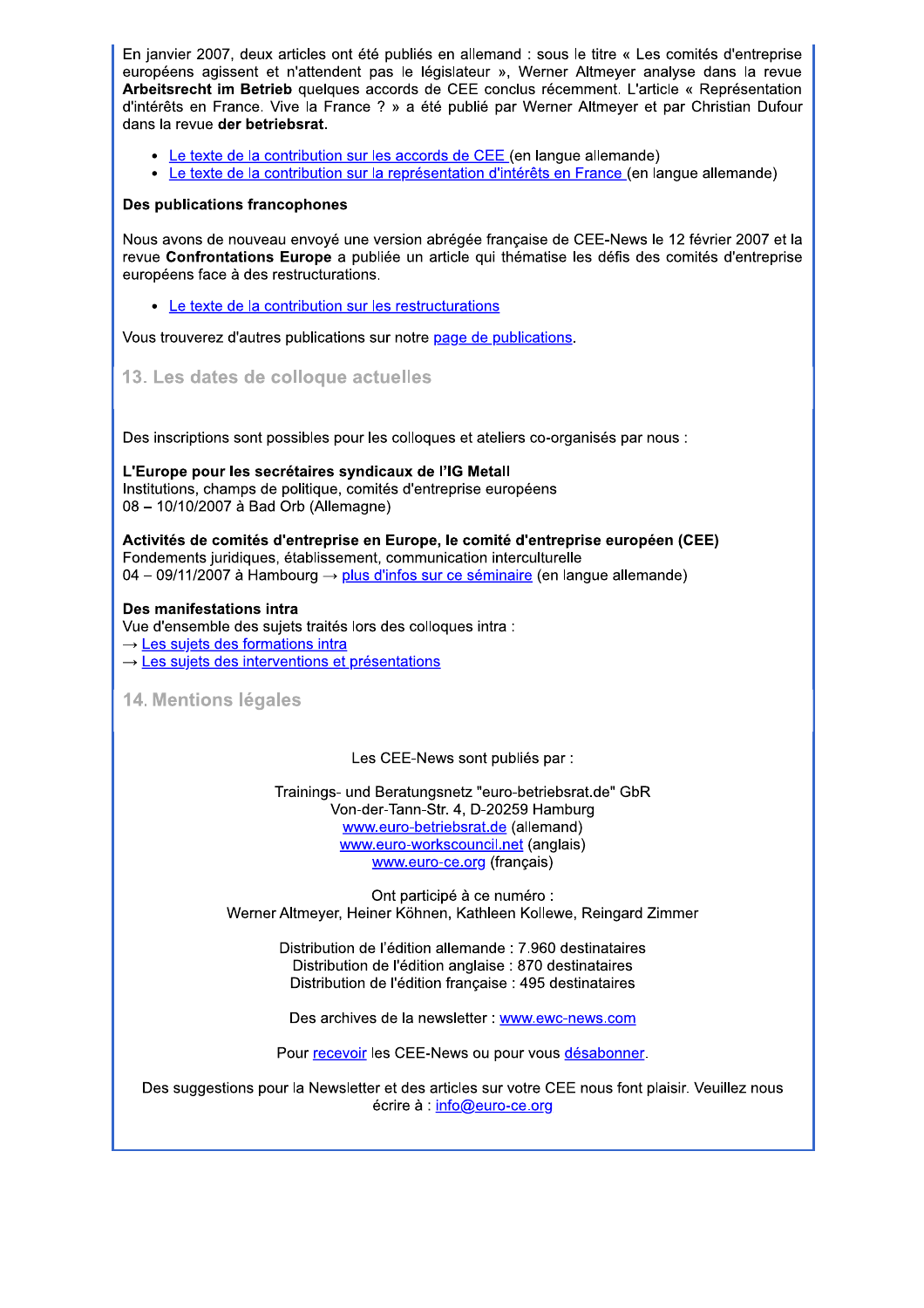En janvier 2007, deux articles ont été publiés en allemand : sous le titre « Les comités d'entreprise européens agissent et n'attendent pas le législateur », Werner Altmeyer analyse dans la revue **Arbeitsrecht im Betrieb** quelques accords de CEE conclus récemment. L'article « Représentation d'intérêts en France. Vive la France ? » a été publié par Werner Altmeyer et par Christian Dufour dans la revue **der betriebsrat**.

- Le texte de la contribution sur les accords de CEE (en langue allemande)
- Le texte de la contribution sur la représentation d'intérêts en France (en langue allemande)

**Des publications francophones**

Nous avons de nouveau envoyé une version abrégée française de CEE-News le 12 février 2007 et la revue **Confrontations Europe** a publiée un article qui thématise les défis des comités d'entreprise européens face à des restructurations.

- Le texte de la contribution sur les restructurations

Vous trouverez d'autres publications sur notre page de publications.

## 13. Les dates de colloque actuelles

Des inscriptions sont possibles pour les colloques et ateliers co-organisés par nous :

**L'Europe pour les secrétaires syndicaux de l'IG Metall**
Institutions, champs de politique, comités d'entreprise européens
08 – 10/10/2007 à Bad Orb (Allemagne)

**Activités de comités d'entreprise en Europe, le comité d'entreprise européen (CEE)**
Fondements juridiques, établissement, communication interculturelle
04 – 09/11/2007 à Hambourg → plus d'infos sur ce séminaire (en langue allemande)

**Des manifestations intra**
Vue d'ensemble des sujets traités lors des colloques intra :
→ Les sujets des formations intra
→ Les sujets des interventions et présentations

## 14. Mentions légales

Les CEE-News sont publiés par :

Trainings- und Beratungsnetz "euro-betriebsrat.de" GbR
Von-der-Tann-Str. 4, D-20259 Hamburg
www.euro-betriebsrat.de (allemand)
www.euro-workscouncil.net (anglais)
www.euro-ce.org (français)

Ont participé à ce numéro :
Werner Altmeyer, Heiner Köhnen, Kathleen Kollewe, Reingard Zimmer

Distribution de l'édition allemande : 7.960 destinataires
Distribution de l'édition anglaise : 870 destinataires
Distribution de l'édition française : 495 destinataires

Des archives de la newsletter : www.ewc-news.com

Pour recevoir les CEE-News ou pour vous désabonner.

Des suggestions pour la Newsletter et des articles sur votre CEE nous font plaisir. Veuillez nous écrire à : info@euro-ce.org